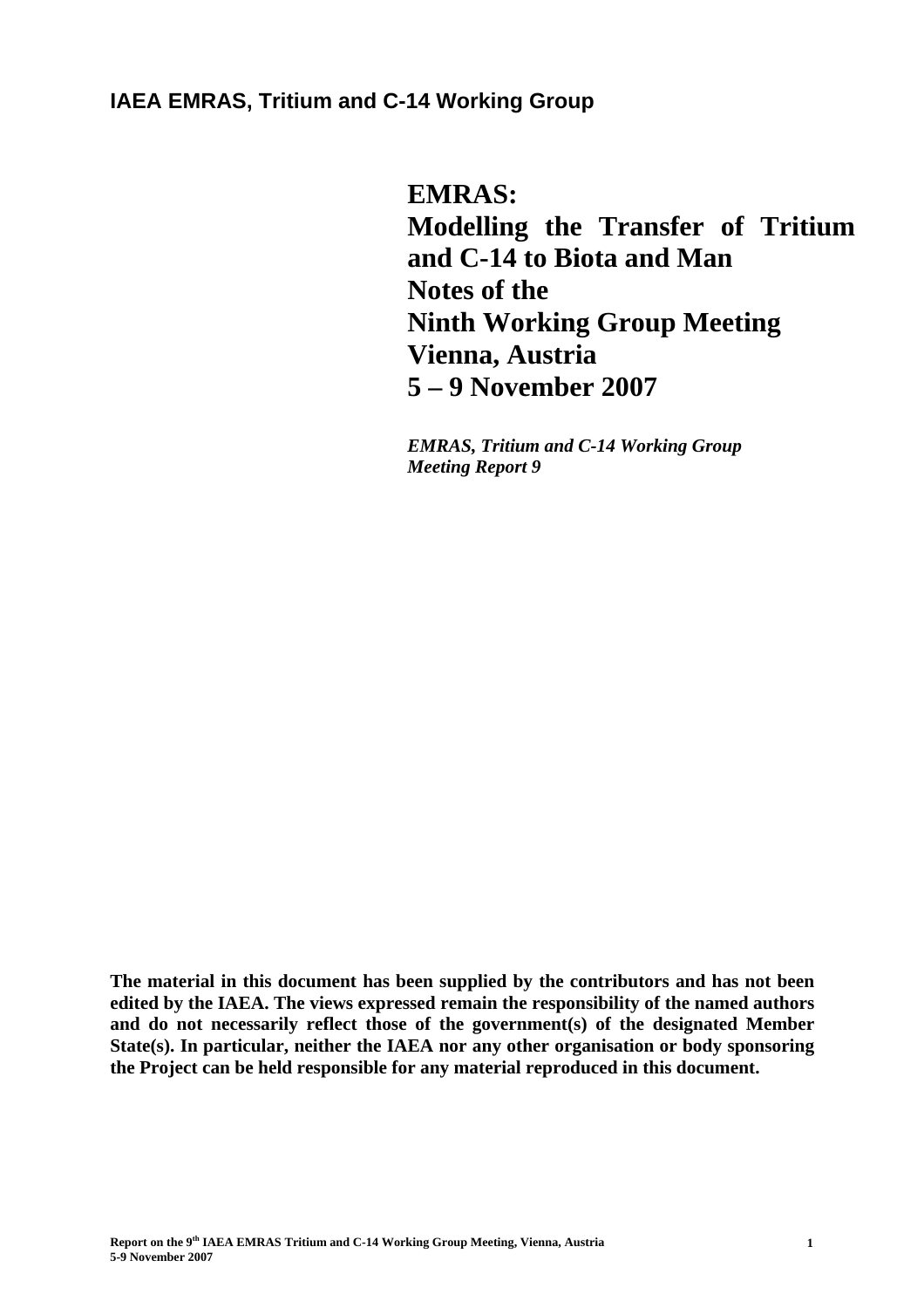**IAEA EMRAS, Tritium and C-14 Working Group**

# EMRAS: Modelling the Transfer of Tritium and C-14 to Biota and Man Notes of the Ninth Working Group Meeting Vienna, Austria 5 – 9 November 2007

***EMRAS, Tritium and C-14 Working Group Meeting Report 9***

**The material in this document has been supplied by the contributors and has not been edited by the IAEA. The views expressed remain the responsibility of the named authors and do not necessarily reflect those of the government(s) of the designated Member State(s). In particular, neither the IAEA nor any other organisation or body sponsoring the Project can be held responsible for any material reproduced in this document.**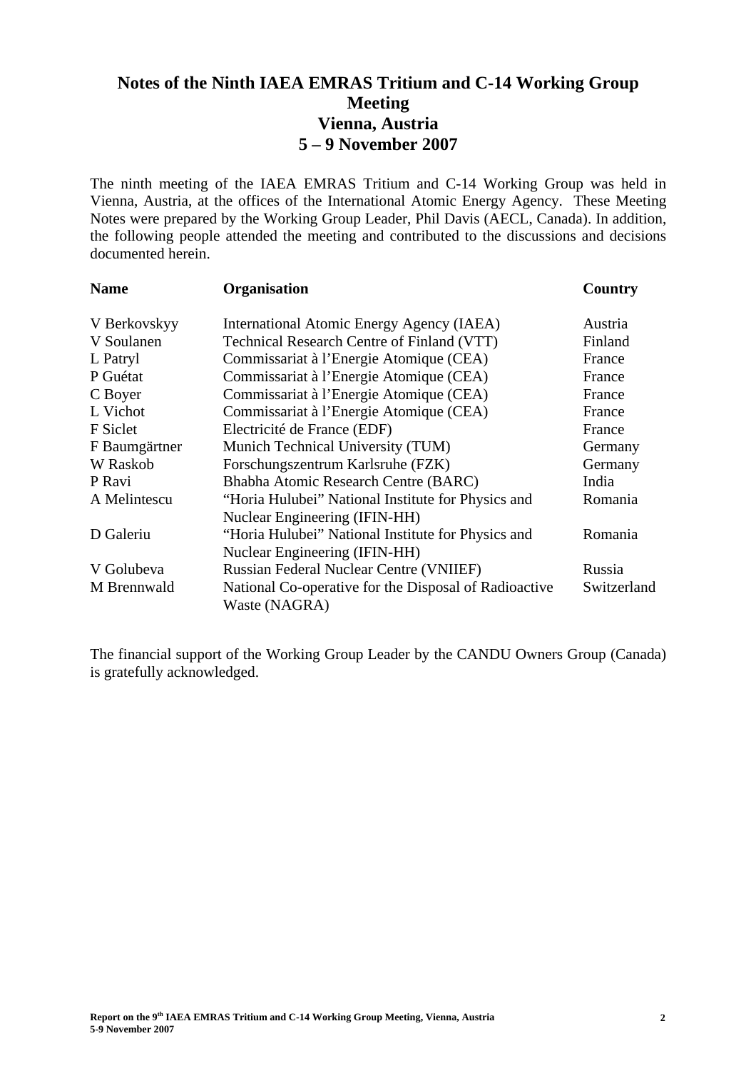# Notes of the Ninth IAEA EMRAS Tritium and C-14 Working Group Meeting
## Vienna, Austria
## 5 – 9 November 2007

The ninth meeting of the IAEA EMRAS Tritium and C-14 Working Group was held in Vienna, Austria, at the offices of the International Atomic Energy Agency. These Meeting Notes were prepared by the Working Group Leader, Phil Davis (AECL, Canada). In addition, the following people attended the meeting and contributed to the discussions and decisions documented herein.

| Name | Organisation | Country |
|---|---|---|
| V Berkovskyy | International Atomic Energy Agency (IAEA) | Austria |
| V Soulanen | Technical Research Centre of Finland (VTT) | Finland |
| L Patryl | Commissariat à l'Energie Atomique (CEA) | France |
| P Guétat | Commissariat à l'Energie Atomique (CEA) | France |
| C Boyer | Commissariat à l'Energie Atomique (CEA) | France |
| L Vichot | Commissariat à l'Energie Atomique (CEA) | France |
| F Siclet | Electricité de France (EDF) | France |
| F Baumgärtner | Munich Technical University (TUM) | Germany |
| W Raskob | Forschungszentrum Karlsruhe (FZK) | Germany |
| P Ravi | Bhabha Atomic Research Centre (BARC) | India |
| A Melintescu | "Horia Hulubei" National Institute for Physics and Nuclear Engineering (IFIN-HH) | Romania |
| D Galeriu | "Horia Hulubei" National Institute for Physics and Nuclear Engineering (IFIN-HH) | Romania |
| V Golubeva | Russian Federal Nuclear Centre (VNIIEF) | Russia |
| M Brennwald | National Co-operative for the Disposal of Radioactive Waste (NAGRA) | Switzerland |

The financial support of the Working Group Leader by the CANDU Owners Group (Canada) is gratefully acknowledged.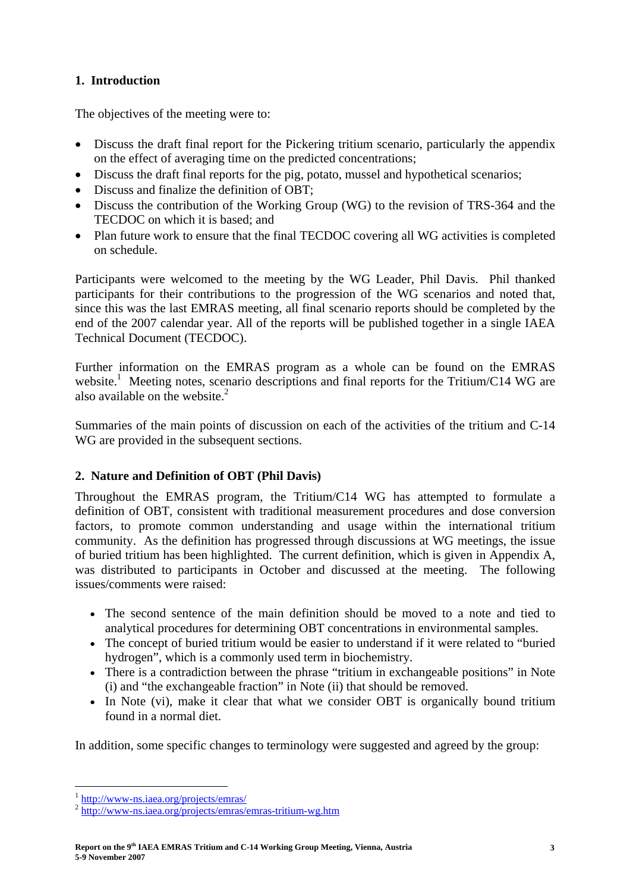## 1. Introduction

The objectives of the meeting were to:

- Discuss the draft final report for the Pickering tritium scenario, particularly the appendix on the effect of averaging time on the predicted concentrations;
- Discuss the draft final reports for the pig, potato, mussel and hypothetical scenarios;
- Discuss and finalize the definition of OBT;
- Discuss the contribution of the Working Group (WG) to the revision of TRS-364 and the TECDOC on which it is based; and
- Plan future work to ensure that the final TECDOC covering all WG activities is completed on schedule.

Participants were welcomed to the meeting by the WG Leader, Phil Davis. Phil thanked participants for their contributions to the progression of the WG scenarios and noted that, since this was the last EMRAS meeting, all final scenario reports should be completed by the end of the 2007 calendar year. All of the reports will be published together in a single IAEA Technical Document (TECDOC).

Further information on the EMRAS program as a whole can be found on the EMRAS website.[1] Meeting notes, scenario descriptions and final reports for the Tritium/C14 WG are also available on the website.[2]

Summaries of the main points of discussion on each of the activities of the tritium and C-14 WG are provided in the subsequent sections.

## 2. Nature and Definition of OBT (Phil Davis)

Throughout the EMRAS program, the Tritium/C14 WG has attempted to formulate a definition of OBT, consistent with traditional measurement procedures and dose conversion factors, to promote common understanding and usage within the international tritium community. As the definition has progressed through discussions at WG meetings, the issue of buried tritium has been highlighted. The current definition, which is given in Appendix A, was distributed to participants in October and discussed at the meeting. The following issues/comments were raised:

- The second sentence of the main definition should be moved to a note and tied to analytical procedures for determining OBT concentrations in environmental samples.
- The concept of buried tritium would be easier to understand if it were related to "buried hydrogen", which is a commonly used term in biochemistry.
- There is a contradiction between the phrase "tritium in exchangeable positions" in Note (i) and "the exchangeable fraction" in Note (ii) that should be removed.
- In Note (vi), make it clear that what we consider OBT is organically bound tritium found in a normal diet.

In addition, some specific changes to terminology were suggested and agreed by the group:

[1] http://www-ns.iaea.org/projects/emras/

[2] http://www-ns.iaea.org/projects/emras/emras-tritium-wg.htm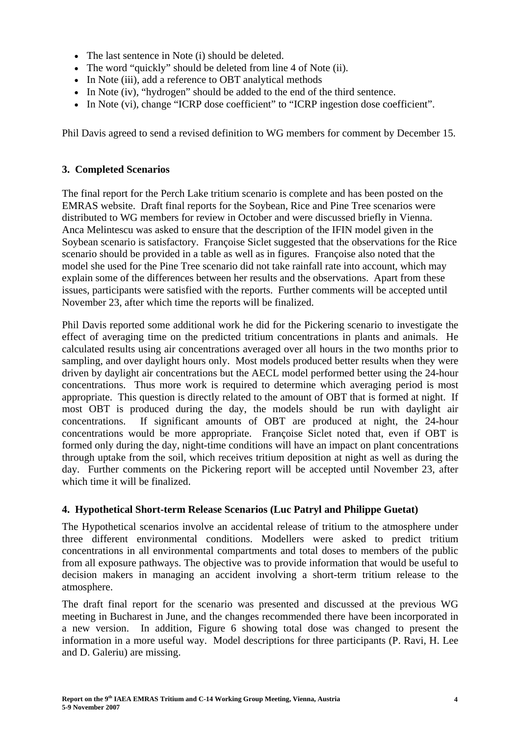- The last sentence in Note (i) should be deleted.
- The word "quickly" should be deleted from line 4 of Note (ii).
- In Note (iii), add a reference to OBT analytical methods
- In Note (iv), "hydrogen" should be added to the end of the third sentence.
- In Note (vi), change "ICRP dose coefficient" to "ICRP ingestion dose coefficient".

Phil Davis agreed to send a revised definition to WG members for comment by December 15.

## 3. Completed Scenarios

The final report for the Perch Lake tritium scenario is complete and has been posted on the EMRAS website. Draft final reports for the Soybean, Rice and Pine Tree scenarios were distributed to WG members for review in October and were discussed briefly in Vienna. Anca Melintescu was asked to ensure that the description of the IFIN model given in the Soybean scenario is satisfactory. Françoise Siclet suggested that the observations for the Rice scenario should be provided in a table as well as in figures. Françoise also noted that the model she used for the Pine Tree scenario did not take rainfall rate into account, which may explain some of the differences between her results and the observations. Apart from these issues, participants were satisfied with the reports. Further comments will be accepted until November 23, after which time the reports will be finalized.

Phil Davis reported some additional work he did for the Pickering scenario to investigate the effect of averaging time on the predicted tritium concentrations in plants and animals. He calculated results using air concentrations averaged over all hours in the two months prior to sampling, and over daylight hours only. Most models produced better results when they were driven by daylight air concentrations but the AECL model performed better using the 24-hour concentrations. Thus more work is required to determine which averaging period is most appropriate. This question is directly related to the amount of OBT that is formed at night. If most OBT is produced during the day, the models should be run with daylight air concentrations. If significant amounts of OBT are produced at night, the 24-hour concentrations would be more appropriate. Françoise Siclet noted that, even if OBT is formed only during the day, night-time conditions will have an impact on plant concentrations through uptake from the soil, which receives tritium deposition at night as well as during the day. Further comments on the Pickering report will be accepted until November 23, after which time it will be finalized.

## 4. Hypothetical Short-term Release Scenarios (Luc Patryl and Philippe Guetat)

The Hypothetical scenarios involve an accidental release of tritium to the atmosphere under three different environmental conditions. Modellers were asked to predict tritium concentrations in all environmental compartments and total doses to members of the public from all exposure pathways. The objective was to provide information that would be useful to decision makers in managing an accident involving a short-term tritium release to the atmosphere.

The draft final report for the scenario was presented and discussed at the previous WG meeting in Bucharest in June, and the changes recommended there have been incorporated in a new version. In addition, Figure 6 showing total dose was changed to present the information in a more useful way. Model descriptions for three participants (P. Ravi, H. Lee and D. Galeriu) are missing.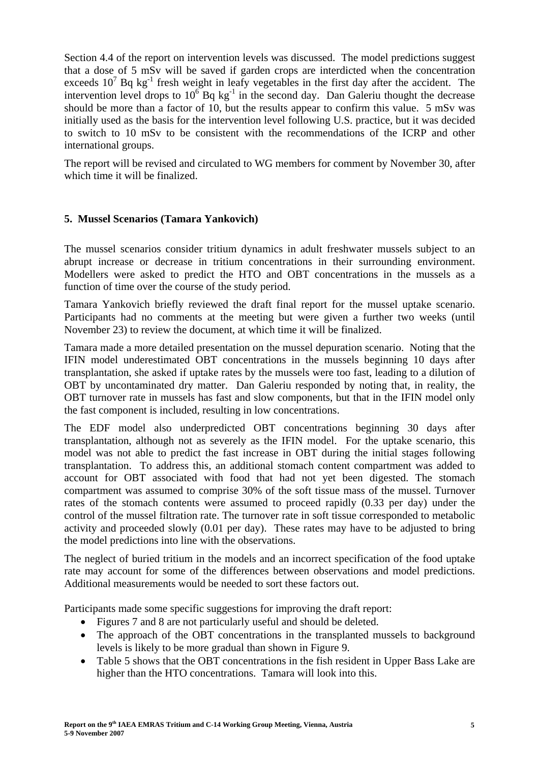Section 4.4 of the report on intervention levels was discussed. The model predictions suggest that a dose of 5 mSv will be saved if garden crops are interdicted when the concentration exceeds $10^7$ Bq $kg^{-1}$ fresh weight in leafy vegetables in the first day after the accident. The intervention level drops to $10^6$ Bq $kg^{-1}$ in the second day. Dan Galeriu thought the decrease should be more than a factor of 10, but the results appear to confirm this value. 5 mSv was initially used as the basis for the intervention level following U.S. practice, but it was decided to switch to 10 mSv to be consistent with the recommendations of the ICRP and other international groups.

The report will be revised and circulated to WG members for comment by November 30, after which time it will be finalized.

## 5. Mussel Scenarios (Tamara Yankovich)

The mussel scenarios consider tritium dynamics in adult freshwater mussels subject to an abrupt increase or decrease in tritium concentrations in their surrounding environment. Modellers were asked to predict the HTO and OBT concentrations in the mussels as a function of time over the course of the study period.

Tamara Yankovich briefly reviewed the draft final report for the mussel uptake scenario. Participants had no comments at the meeting but were given a further two weeks (until November 23) to review the document, at which time it will be finalized.

Tamara made a more detailed presentation on the mussel depuration scenario. Noting that the IFIN model underestimated OBT concentrations in the mussels beginning 10 days after transplantation, she asked if uptake rates by the mussels were too fast, leading to a dilution of OBT by uncontaminated dry matter. Dan Galeriu responded by noting that, in reality, the OBT turnover rate in mussels has fast and slow components, but that in the IFIN model only the fast component is included, resulting in low concentrations.

The EDF model also underpredicted OBT concentrations beginning 30 days after transplantation, although not as severely as the IFIN model. For the uptake scenario, this model was not able to predict the fast increase in OBT during the initial stages following transplantation. To address this, an additional stomach content compartment was added to account for OBT associated with food that had not yet been digested. The stomach compartment was assumed to comprise 30% of the soft tissue mass of the mussel. Turnover rates of the stomach contents were assumed to proceed rapidly (0.33 per day) under the control of the mussel filtration rate. The turnover rate in soft tissue corresponded to metabolic activity and proceeded slowly (0.01 per day). These rates may have to be adjusted to bring the model predictions into line with the observations.

The neglect of buried tritium in the models and an incorrect specification of the food uptake rate may account for some of the differences between observations and model predictions. Additional measurements would be needed to sort these factors out.

Participants made some specific suggestions for improving the draft report:

- Figures 7 and 8 are not particularly useful and should be deleted.
- The approach of the OBT concentrations in the transplanted mussels to background levels is likely to be more gradual than shown in Figure 9.
- Table 5 shows that the OBT concentrations in the fish resident in Upper Bass Lake are higher than the HTO concentrations. Tamara will look into this.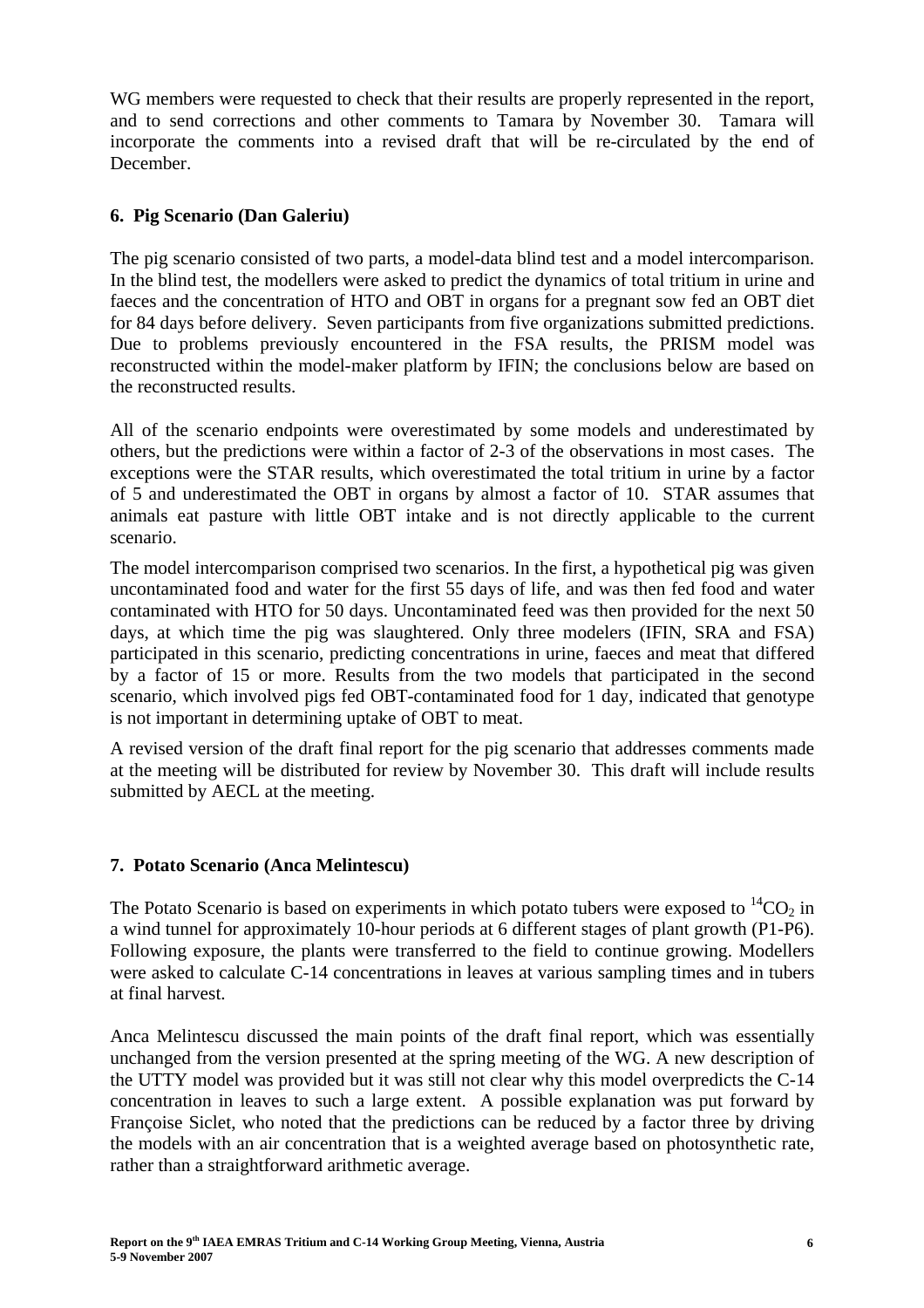WG members were requested to check that their results are properly represented in the report, and to send corrections and other comments to Tamara by November 30. Tamara will incorporate the comments into a revised draft that will be re-circulated by the end of December.

## 6. Pig Scenario (Dan Galeriu)

The pig scenario consisted of two parts, a model-data blind test and a model intercomparison. In the blind test, the modellers were asked to predict the dynamics of total tritium in urine and faeces and the concentration of HTO and OBT in organs for a pregnant sow fed an OBT diet for 84 days before delivery. Seven participants from five organizations submitted predictions. Due to problems previously encountered in the FSA results, the PRISM model was reconstructed within the model-maker platform by IFIN; the conclusions below are based on the reconstructed results.

All of the scenario endpoints were overestimated by some models and underestimated by others, but the predictions were within a factor of 2-3 of the observations in most cases. The exceptions were the STAR results, which overestimated the total tritium in urine by a factor of 5 and underestimated the OBT in organs by almost a factor of 10. STAR assumes that animals eat pasture with little OBT intake and is not directly applicable to the current scenario.

The model intercomparison comprised two scenarios. In the first, a hypothetical pig was given uncontaminated food and water for the first 55 days of life, and was then fed food and water contaminated with HTO for 50 days. Uncontaminated feed was then provided for the next 50 days, at which time the pig was slaughtered. Only three modelers (IFIN, SRA and FSA) participated in this scenario, predicting concentrations in urine, faeces and meat that differed by a factor of 15 or more. Results from the two models that participated in the second scenario, which involved pigs fed OBT-contaminated food for 1 day, indicated that genotype is not important in determining uptake of OBT to meat.

A revised version of the draft final report for the pig scenario that addresses comments made at the meeting will be distributed for review by November 30. This draft will include results submitted by AECL at the meeting.

## 7. Potato Scenario (Anca Melintescu)

The Potato Scenario is based on experiments in which potato tubers were exposed to $^{14}CO_2$ in a wind tunnel for approximately 10-hour periods at 6 different stages of plant growth (P1-P6). Following exposure, the plants were transferred to the field to continue growing. Modellers were asked to calculate C-14 concentrations in leaves at various sampling times and in tubers at final harvest.

Anca Melintescu discussed the main points of the draft final report, which was essentially unchanged from the version presented at the spring meeting of the WG. A new description of the UTTY model was provided but it was still not clear why this model overpredicts the C-14 concentration in leaves to such a large extent. A possible explanation was put forward by Françoise Siclet, who noted that the predictions can be reduced by a factor three by driving the models with an air concentration that is a weighted average based on photosynthetic rate, rather than a straightforward arithmetic average.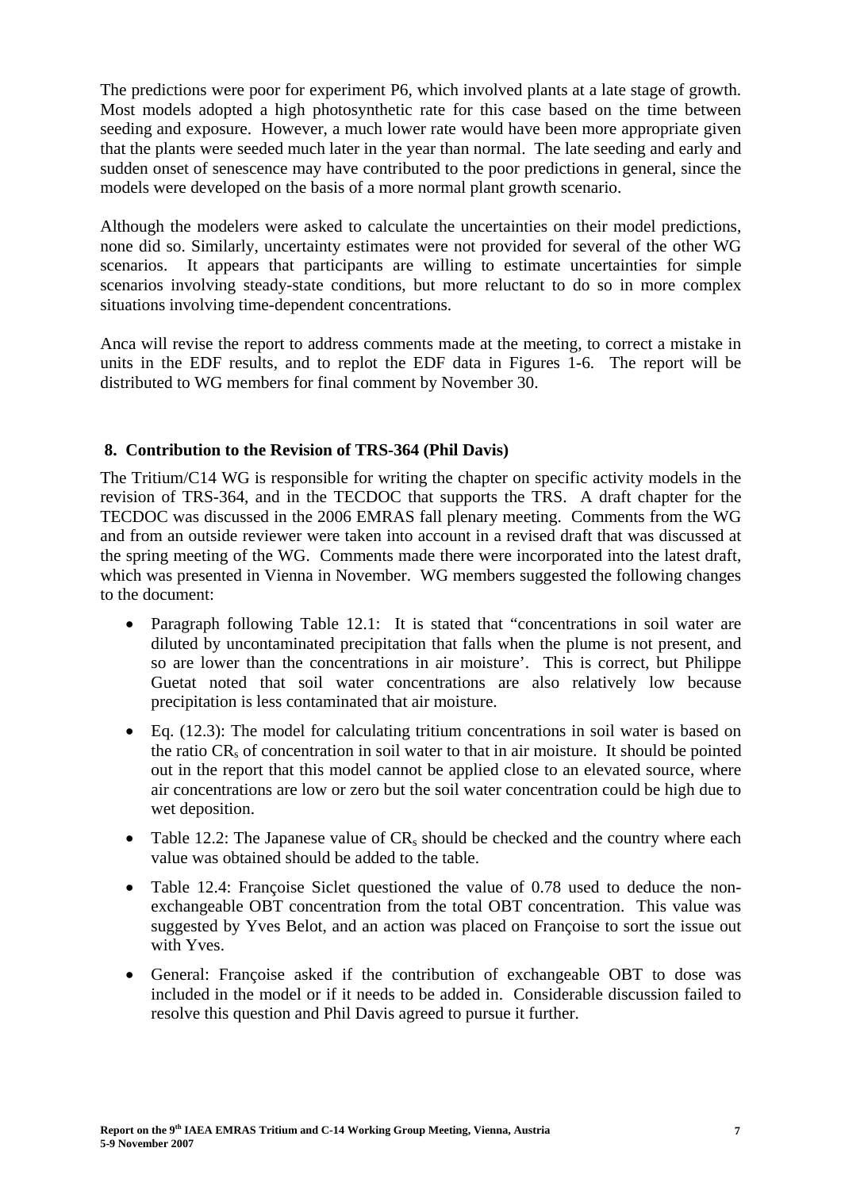The predictions were poor for experiment P6, which involved plants at a late stage of growth. Most models adopted a high photosynthetic rate for this case based on the time between seeding and exposure. However, a much lower rate would have been more appropriate given that the plants were seeded much later in the year than normal. The late seeding and early and sudden onset of senescence may have contributed to the poor predictions in general, since the models were developed on the basis of a more normal plant growth scenario.

Although the modelers were asked to calculate the uncertainties on their model predictions, none did so. Similarly, uncertainty estimates were not provided for several of the other WG scenarios. It appears that participants are willing to estimate uncertainties for simple scenarios involving steady-state conditions, but more reluctant to do so in more complex situations involving time-dependent concentrations.

Anca will revise the report to address comments made at the meeting, to correct a mistake in units in the EDF results, and to replot the EDF data in Figures 1-6. The report will be distributed to WG members for final comment by November 30.

## 8. Contribution to the Revision of TRS-364 (Phil Davis)

The Tritium/C14 WG is responsible for writing the chapter on specific activity models in the revision of TRS-364, and in the TECDOC that supports the TRS. A draft chapter for the TECDOC was discussed in the 2006 EMRAS fall plenary meeting. Comments from the WG and from an outside reviewer were taken into account in a revised draft that was discussed at the spring meeting of the WG. Comments made there were incorporated into the latest draft, which was presented in Vienna in November. WG members suggested the following changes to the document:

- Paragraph following Table 12.1: It is stated that "concentrations in soil water are diluted by uncontaminated precipitation that falls when the plume is not present, and so are lower than the concentrations in air moisture'. This is correct, but Philippe Guetat noted that soil water concentrations are also relatively low because precipitation is less contaminated that air moisture.
- Eq. (12.3): The model for calculating tritium concentrations in soil water is based on the ratio $CR_s$ of concentration in soil water to that in air moisture. It should be pointed out in the report that this model cannot be applied close to an elevated source, where air concentrations are low or zero but the soil water concentration could be high due to wet deposition.
- Table 12.2: The Japanese value of $CR_s$ should be checked and the country where each value was obtained should be added to the table.
- Table 12.4: Françoise Siclet questioned the value of 0.78 used to deduce the non-exchangeable OBT concentration from the total OBT concentration. This value was suggested by Yves Belot, and an action was placed on Françoise to sort the issue out with Yves.
- General: Françoise asked if the contribution of exchangeable OBT to dose was included in the model or if it needs to be added in. Considerable discussion failed to resolve this question and Phil Davis agreed to pursue it further.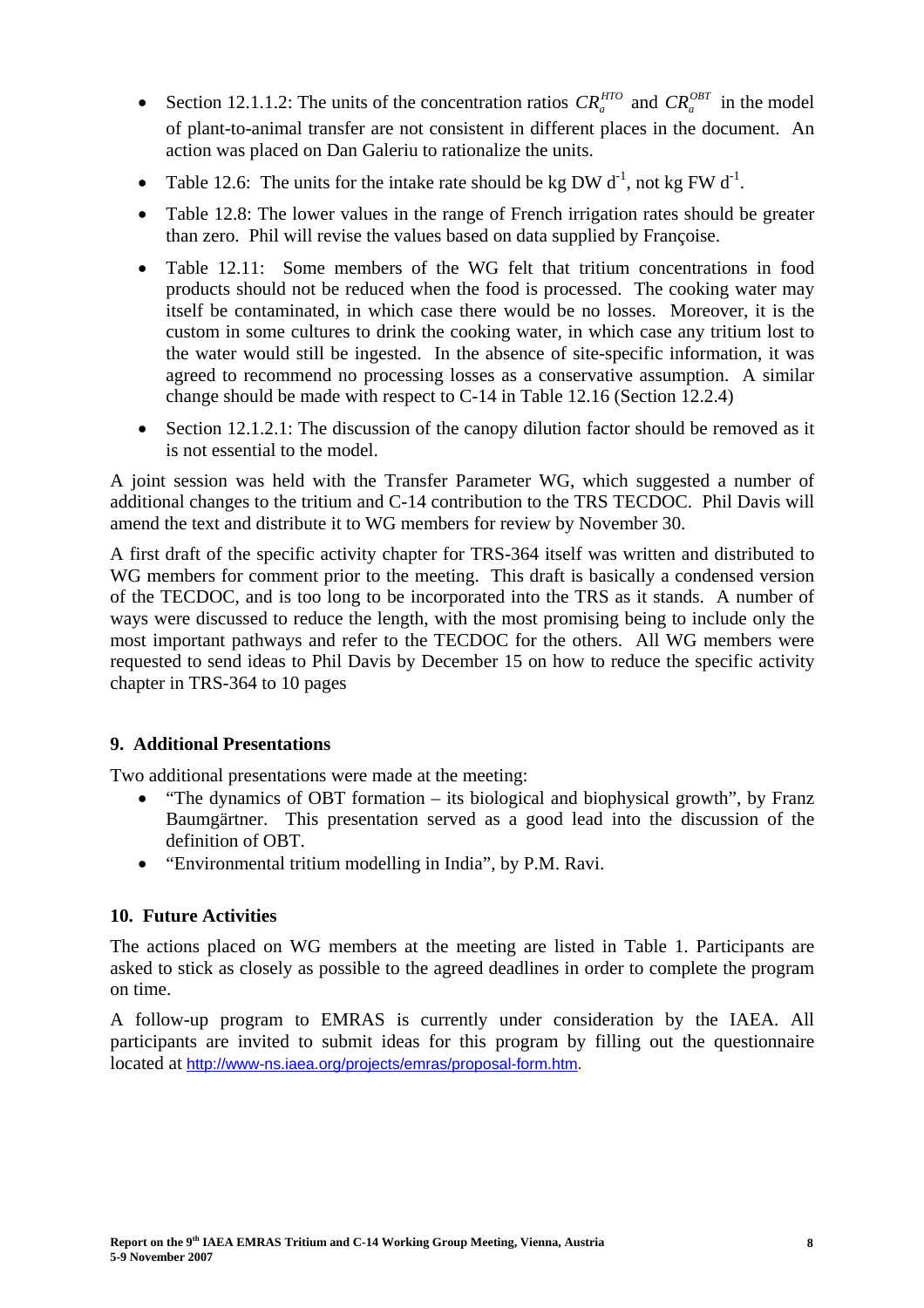- Section 12.1.1.2: The units of the concentration ratios $CR_a^{HTO}$ and $CR_a^{OBT}$ in the model of plant-to-animal transfer are not consistent in different places in the document. An action was placed on Dan Galeriu to rationalize the units.
- Table 12.6: The units for the intake rate should be kg DW $d^{-1}$, not kg FW $d^{-1}$.
- Table 12.8: The lower values in the range of French irrigation rates should be greater than zero. Phil will revise the values based on data supplied by Françoise.
- Table 12.11: Some members of the WG felt that tritium concentrations in food products should not be reduced when the food is processed. The cooking water may itself be contaminated, in which case there would be no losses. Moreover, it is the custom in some cultures to drink the cooking water, in which case any tritium lost to the water would still be ingested. In the absence of site-specific information, it was agreed to recommend no processing losses as a conservative assumption. A similar change should be made with respect to C-14 in Table 12.16 (Section 12.2.4)
- Section 12.1.2.1: The discussion of the canopy dilution factor should be removed as it is not essential to the model.

A joint session was held with the Transfer Parameter WG, which suggested a number of additional changes to the tritium and C-14 contribution to the TRS TECDOC. Phil Davis will amend the text and distribute it to WG members for review by November 30.

A first draft of the specific activity chapter for TRS-364 itself was written and distributed to WG members for comment prior to the meeting. This draft is basically a condensed version of the TECDOC, and is too long to be incorporated into the TRS as it stands. A number of ways were discussed to reduce the length, with the most promising being to include only the most important pathways and refer to the TECDOC for the others. All WG members were requested to send ideas to Phil Davis by December 15 on how to reduce the specific activity chapter in TRS-364 to 10 pages

## 9. Additional Presentations

Two additional presentations were made at the meeting:

- "The dynamics of OBT formation – its biological and biophysical growth", by Franz Baumgärtner. This presentation served as a good lead into the discussion of the definition of OBT.
- "Environmental tritium modelling in India", by P.M. Ravi.

## 10. Future Activities

The actions placed on WG members at the meeting are listed in Table 1. Participants are asked to stick as closely as possible to the agreed deadlines in order to complete the program on time.

A follow-up program to EMRAS is currently under consideration by the IAEA. All participants are invited to submit ideas for this program by filling out the questionnaire located at http://www-ns.iaea.org/projects/emras/proposal-form.htm.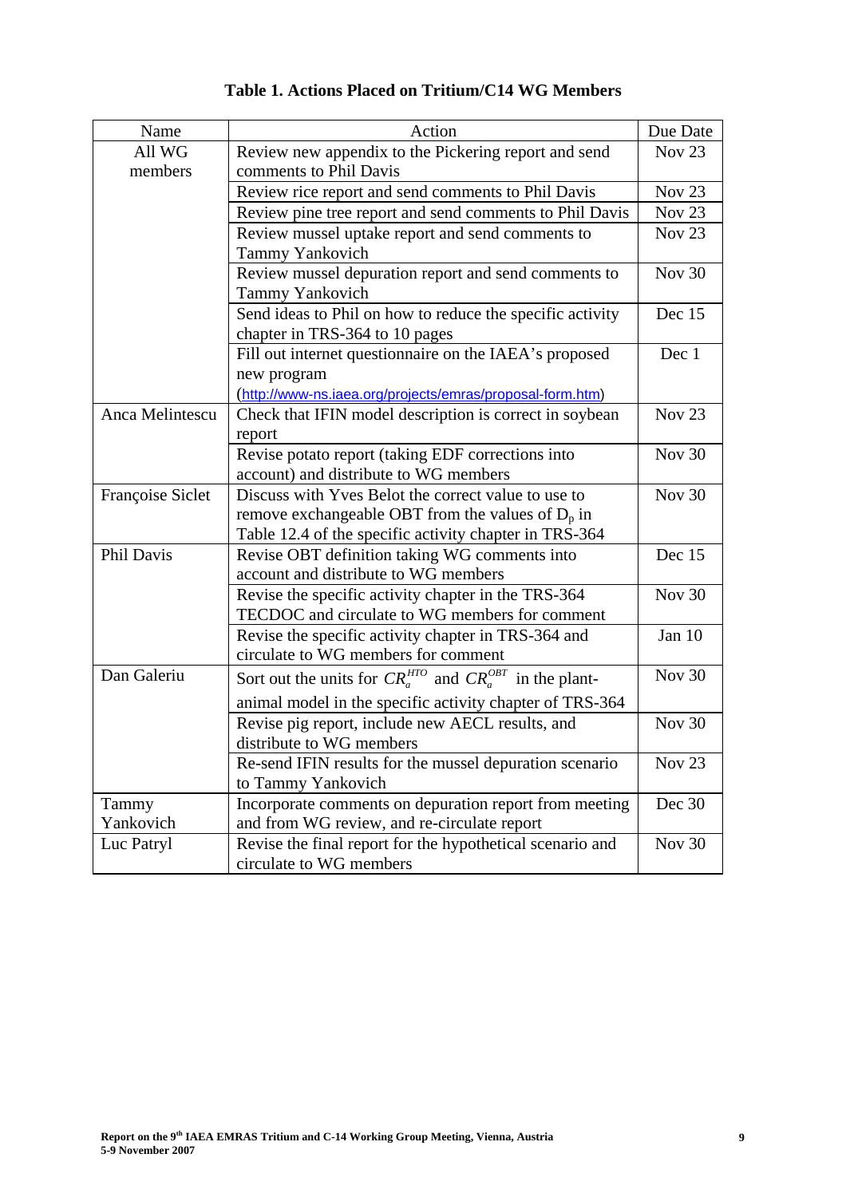**Table 1. Actions Placed on Tritium/C14 WG Members**

| Name | Action | Due Date |
|---|---|---|
| All WG members | Review new appendix to the Pickering report and send comments to Phil Davis | Nov 23 |
| | Review rice report and send comments to Phil Davis | Nov 23 |
| | Review pine tree report and send comments to Phil Davis | Nov 23 |
| | Review mussel uptake report and send comments to Tammy Yankovich | Nov 23 |
| | Review mussel depuration report and send comments to Tammy Yankovich | Nov 30 |
| | Send ideas to Phil on how to reduce the specific activity chapter in TRS-364 to 10 pages | Dec 15 |
| | Fill out internet questionnaire on the IAEA's proposed new program (http://www-ns.iaea.org/projects/emras/proposal-form.htm) | Dec 1 |
| Anca Melintescu | Check that IFIN model description is correct in soybean report | Nov 23 |
| | Revise potato report (taking EDF corrections into account) and distribute to WG members | Nov 30 |
| Françoise Siclet | Discuss with Yves Belot the correct value to use to remove exchangeable OBT from the values of $D_p$ in Table 12.4 of the specific activity chapter in TRS-364 | Nov 30 |
| Phil Davis | Revise OBT definition taking WG comments into account and distribute to WG members | Dec 15 |
| | Revise the specific activity chapter in the TRS-364 TECDOC and circulate to WG members for comment | Nov 30 |
| | Revise the specific activity chapter in TRS-364 and circulate to WG members for comment | Jan 10 |
| Dan Galeriu | Sort out the units for $CR_a^{HTO}$ and $CR_a^{OBT}$ in the plant-animal model in the specific activity chapter of TRS-364 | Nov 30 |
| | Revise pig report, include new AECL results, and distribute to WG members | Nov 30 |
| | Re-send IFIN results for the mussel depuration scenario to Tammy Yankovich | Nov 23 |
| Tammy Yankovich | Incorporate comments on depuration report from meeting and from WG review, and re-circulate report | Dec 30 |
| Luc Patryl | Revise the final report for the hypothetical scenario and circulate to WG members | Nov 30 |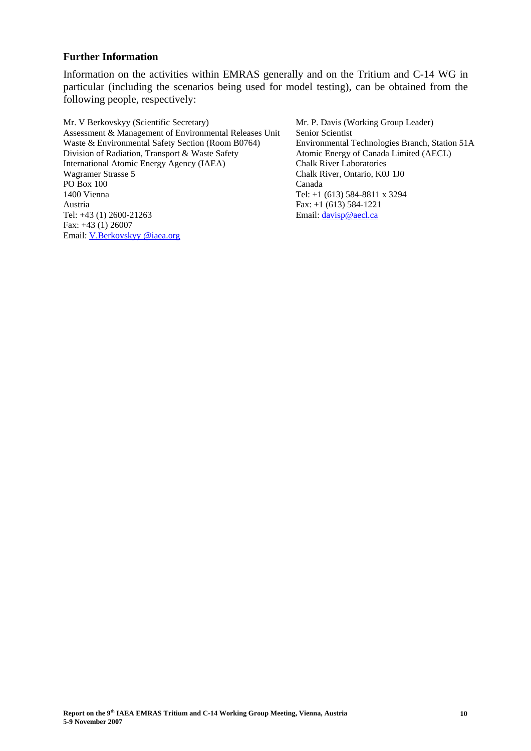## Further Information

Information on the activities within EMRAS generally and on the Tritium and C-14 WG in particular (including the scenarios being used for model testing), can be obtained from the following people, respectively:

Mr. V Berkovskyy (Scientific Secretary)
Assessment & Management of Environmental Releases Unit
Waste & Environmental Safety Section (Room B0764)
Division of Radiation, Transport & Waste Safety
International Atomic Energy Agency (IAEA)
Wagramer Strasse 5
PO Box 100
1400 Vienna
Austria
Tel: +43 (1) 2600-21263
Fax: +43 (1) 26007
Email: V.Berkovskyy @iaea.org

Mr. P. Davis (Working Group Leader)
Senior Scientist
Environmental Technologies Branch, Station 51A
Atomic Energy of Canada Limited (AECL)
Chalk River Laboratories
Chalk River, Ontario, K0J 1J0
Canada
Tel: +1 (613) 584-8811 x 3294
Fax: +1 (613) 584-1221
Email: davisp@aecl.ca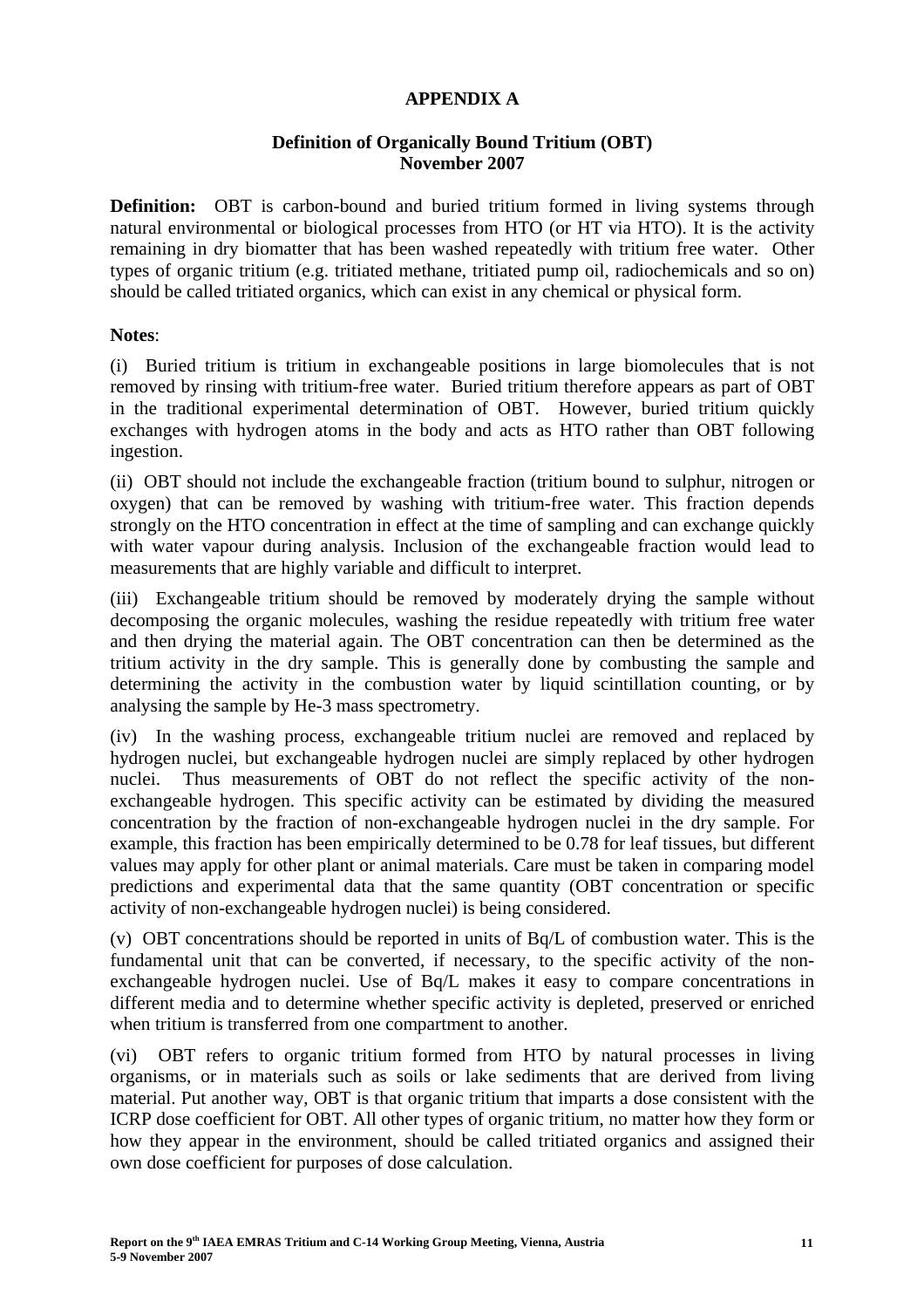# APPENDIX A

## Definition of Organically Bound Tritium (OBT) November 2007

**Definition:** OBT is carbon-bound and buried tritium formed in living systems through natural environmental or biological processes from HTO (or HT via HTO). It is the activity remaining in dry biomatter that has been washed repeatedly with tritium free water. Other types of organic tritium (e.g. tritiated methane, tritiated pump oil, radiochemicals and so on) should be called tritiated organics, which can exist in any chemical or physical form.

**Notes**:

(i) Buried tritium is tritium in exchangeable positions in large biomolecules that is not removed by rinsing with tritium-free water. Buried tritium therefore appears as part of OBT in the traditional experimental determination of OBT. However, buried tritium quickly exchanges with hydrogen atoms in the body and acts as HTO rather than OBT following ingestion.

(ii) OBT should not include the exchangeable fraction (tritium bound to sulphur, nitrogen or oxygen) that can be removed by washing with tritium-free water. This fraction depends strongly on the HTO concentration in effect at the time of sampling and can exchange quickly with water vapour during analysis. Inclusion of the exchangeable fraction would lead to measurements that are highly variable and difficult to interpret.

(iii) Exchangeable tritium should be removed by moderately drying the sample without decomposing the organic molecules, washing the residue repeatedly with tritium free water and then drying the material again. The OBT concentration can then be determined as the tritium activity in the dry sample. This is generally done by combusting the sample and determining the activity in the combustion water by liquid scintillation counting, or by analysing the sample by He-3 mass spectrometry.

(iv) In the washing process, exchangeable tritium nuclei are removed and replaced by hydrogen nuclei, but exchangeable hydrogen nuclei are simply replaced by other hydrogen nuclei. Thus measurements of OBT do not reflect the specific activity of the non-exchangeable hydrogen. This specific activity can be estimated by dividing the measured concentration by the fraction of non-exchangeable hydrogen nuclei in the dry sample. For example, this fraction has been empirically determined to be 0.78 for leaf tissues, but different values may apply for other plant or animal materials. Care must be taken in comparing model predictions and experimental data that the same quantity (OBT concentration or specific activity of non-exchangeable hydrogen nuclei) is being considered.

(v) OBT concentrations should be reported in units of Bq/L of combustion water. This is the fundamental unit that can be converted, if necessary, to the specific activity of the non-exchangeable hydrogen nuclei. Use of Bq/L makes it easy to compare concentrations in different media and to determine whether specific activity is depleted, preserved or enriched when tritium is transferred from one compartment to another.

(vi) OBT refers to organic tritium formed from HTO by natural processes in living organisms, or in materials such as soils or lake sediments that are derived from living material. Put another way, OBT is that organic tritium that imparts a dose consistent with the ICRP dose coefficient for OBT. All other types of organic tritium, no matter how they form or how they appear in the environment, should be called tritiated organics and assigned their own dose coefficient for purposes of dose calculation.